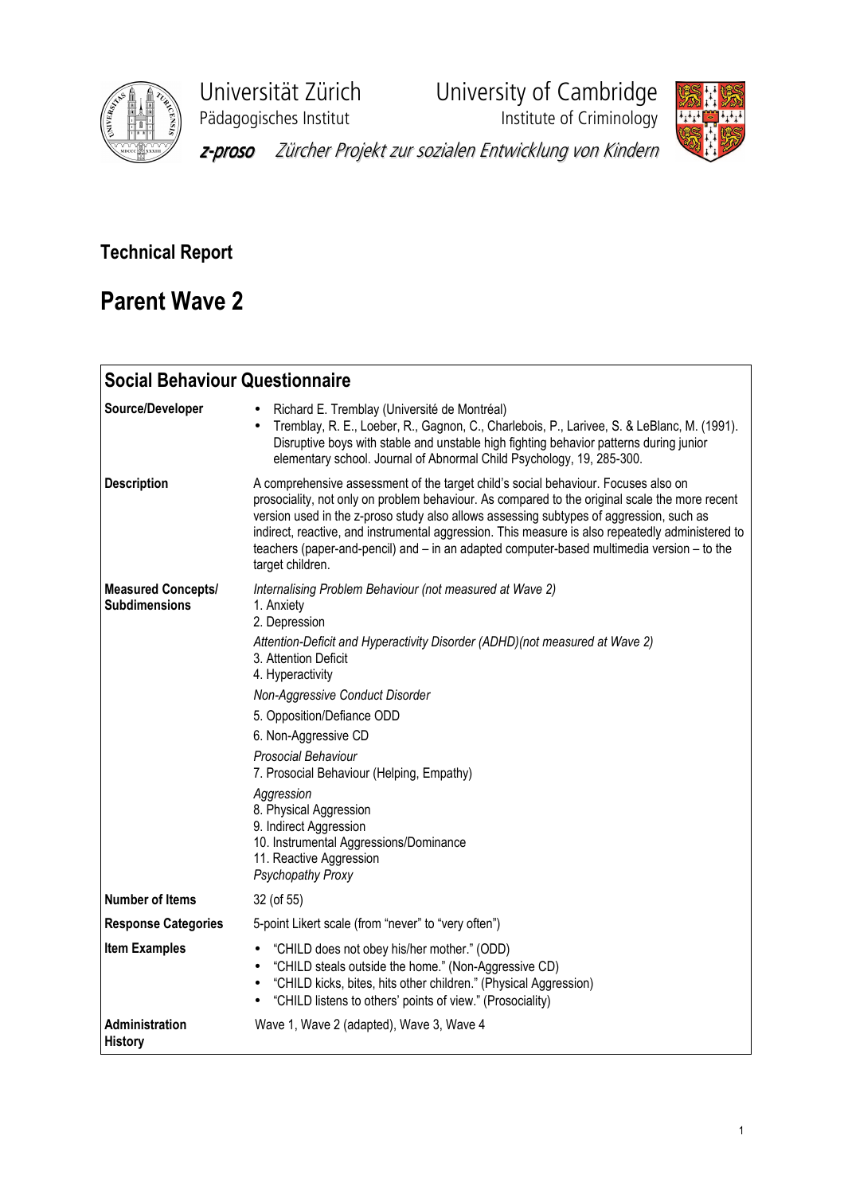Universität Zürich
Pädagogisches Institut

University of Cambridge
Institute of Criminology

*z-proso Zürcher Projekt zur sozialen Entwicklung von Kindern*

## Technical Report

# Parent Wave 2

| **Social Behaviour Questionnaire** | |
|---|---|
| **Source/Developer** | • Richard E. Tremblay (Université de Montréal)<br>• Tremblay, R. E., Loeber, R., Gagnon, C., Charlebois, P., Larivee, S. & LeBlanc, M. (1991). Disruptive boys with stable and unstable high fighting behavior patterns during junior elementary school. Journal of Abnormal Child Psychology, 19, 285-300. |
| **Description** | A comprehensive assessment of the target child's social behaviour. Focuses also on prosociality, not only on problem behaviour. As compared to the original scale the more recent version used in the z-proso study also allows assessing subtypes of aggression, such as indirect, reactive, and instrumental aggression. This measure is also repeatedly administered to teachers (paper-and-pencil) and – in an adapted computer-based multimedia version – to the target children. |
| **Measured Concepts/ Subdimensions** | *Internalising Problem Behaviour (not measured at Wave 2)*<br>1. Anxiety<br>2. Depression<br>*Attention-Deficit and Hyperactivity Disorder (ADHD)(not measured at Wave 2)*<br>3. Attention Deficit<br>4. Hyperactivity<br>*Non-Aggressive Conduct Disorder*<br>5. Opposition/Defiance ODD<br>6. Non-Aggressive CD<br>*Prosocial Behaviour*<br>7. Prosocial Behaviour (Helping, Empathy)<br>*Aggression*<br>8. Physical Aggression<br>9. Indirect Aggression<br>10. Instrumental Aggressions/Dominance<br>11. Reactive Aggression<br>*Psychopathy Proxy* |
| **Number of Items** | 32 (of 55) |
| **Response Categories** | 5-point Likert scale (from "never" to "very often") |
| **Item Examples** | • "CHILD does not obey his/her mother." (ODD)<br>• "CHILD steals outside the home." (Non-Aggressive CD)<br>• "CHILD kicks, bites, hits other children." (Physical Aggression)<br>• "CHILD listens to others' points of view." (Prosociality) |
| **Administration History** | Wave 1, Wave 2 (adapted), Wave 3, Wave 4 |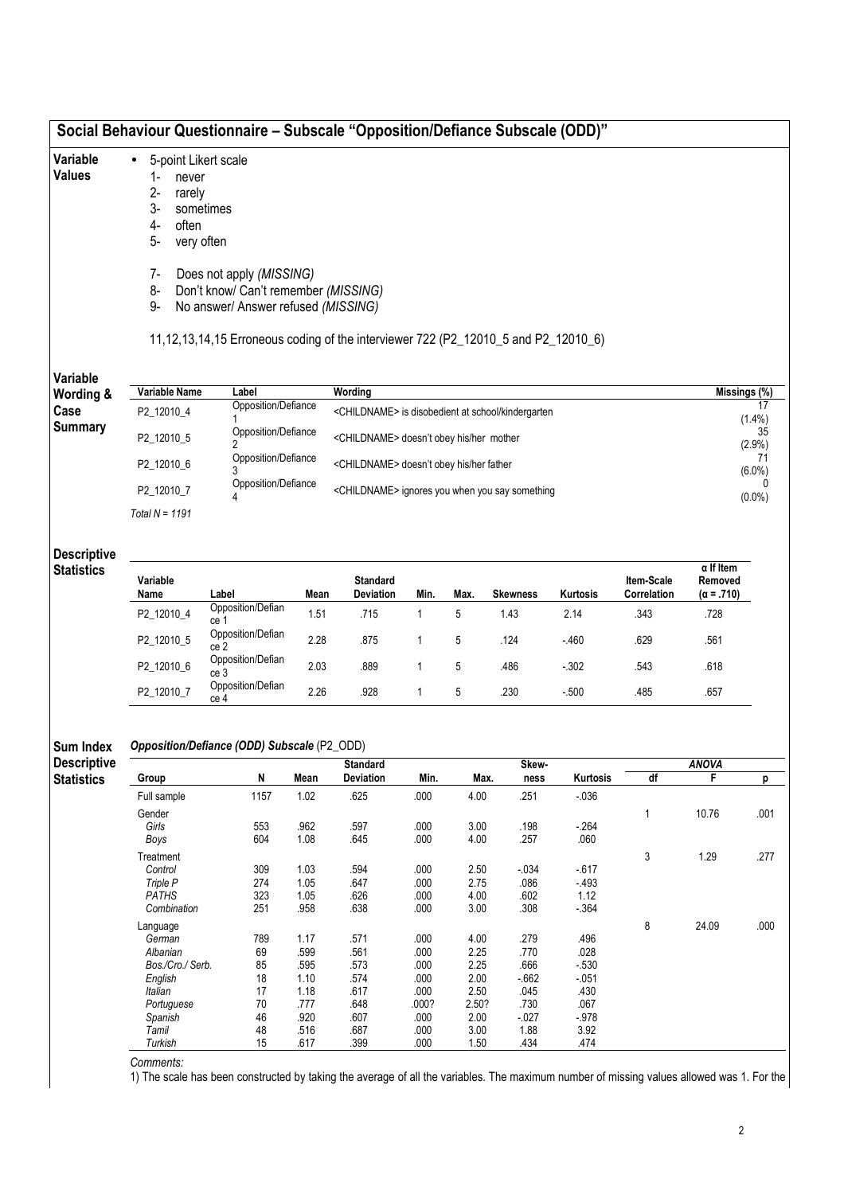## Social Behaviour Questionnaire – Subscale "Opposition/Defiance Subscale (ODD)"

**Variable Values**

- 5-point Likert scale
  1- never
  2- rarely
  3- sometimes
  4- often
  5- very often

  7- Does not apply *(MISSING)*
  8- Don't know/ Can't remember *(MISSING)*
  9- No answer/ Answer refused *(MISSING)*

  11,12,13,14,15 Erroneous coding of the interviewer 722 (P2_12010_5 and P2_12010_6)

**Variable Wording & Case Summary**

| Variable Name | Label | Wording | Missings (%) |
|---|---|---|---|
| P2_12010_4 | Opposition/Defiance 1 | <CHILDNAME> is disobedient at school/kindergarten | 17 (1.4%) |
| P2_12010_5 | Opposition/Defiance 2 | <CHILDNAME> doesn't obey his/her mother | 35 (2.9%) |
| P2_12010_6 | Opposition/Defiance 3 | <CHILDNAME> doesn't obey his/her father | 71 (6.0%) |
| P2_12010_7 | Opposition/Defiance 4 | <CHILDNAME> ignores you when you say something | 0 (0.0%) |

*Total N = 1191*

**Descriptive Statistics**

| Variable Name | Label | Mean | Standard Deviation | Min. | Max. | Skewness | Kurtosis | Item-Scale Correlation | α If Item Removed (α = .710) |
|---|---|---|---|---|---|---|---|---|---|
| P2_12010_4 | Opposition/Defiance 1 | 1.51 | .715 | 1 | 5 | 1.43 | 2.14 | .343 | .728 |
| P2_12010_5 | Opposition/Defiance 2 | 2.28 | .875 | 1 | 5 | .124 | -.460 | .629 | .561 |
| P2_12010_6 | Opposition/Defiance 3 | 2.03 | .889 | 1 | 5 | .486 | -.302 | .543 | .618 |
| P2_12010_7 | Opposition/Defiance 4 | 2.26 | .928 | 1 | 5 | .230 | -.500 | .485 | .657 |

**Sum Index Descriptive Statistics**

***Opposition/Defiance (ODD) Subscale*** **(P2_ODD)**

| Group | N | Mean | Standard Deviation | Min. | Max. | Skewness | Kurtosis | ANOVA df | F | p |
|---|---|---|---|---|---|---|---|---|---|---|
| Full sample | 1157 | 1.02 | .625 | .000 | 4.00 | .251 | -.036 | | | |
| Gender | | | | | | | | 1 | 10.76 | .001 |
| *Girls* | 553 | .962 | .597 | .000 | 3.00 | .198 | -.264 | | | |
| *Boys* | 604 | 1.08 | .645 | .000 | 4.00 | .257 | .060 | | | |
| Treatment | | | | | | | | 3 | 1.29 | .277 |
| *Control* | 309 | 1.03 | .594 | .000 | 2.50 | -.034 | -.617 | | | |
| *Triple P* | 274 | 1.05 | .647 | .000 | 2.75 | .086 | -.493 | | | |
| *PATHS* | 323 | 1.05 | .626 | .000 | 4.00 | .602 | 1.12 | | | |
| *Combination* | 251 | .958 | .638 | .000 | 3.00 | .308 | -.364 | | | |
| Language | | | | | | | | 8 | 24.09 | .000 |
| *German* | 789 | 1.17 | .571 | .000 | 4.00 | .279 | .496 | | | |
| *Albanian* | 69 | .599 | .561 | .000 | 2.25 | .770 | .028 | | | |
| *Bos./Cro./ Serb.* | 85 | .595 | .573 | .000 | 2.25 | .666 | -.530 | | | |
| *English* | 18 | 1.10 | .574 | .000 | 2.00 | -.662 | -.051 | | | |
| *Italian* | 17 | 1.18 | .617 | .000 | 2.50 | .045 | .430 | | | |
| *Portuguese* | 70 | .777 | .648 | .000? | 2.50? | .730 | .067 | | | |
| *Spanish* | 46 | .920 | .607 | .000 | 2.00 | -.027 | -.978 | | | |
| *Tamil* | 48 | .516 | .687 | .000 | 3.00 | 1.88 | 3.92 | | | |
| *Turkish* | 15 | .617 | .399 | .000 | 1.50 | .434 | .474 | | | |

*Comments:*

1) The scale has been constructed by taking the average of all the variables. The maximum number of missing values allowed was 1. For the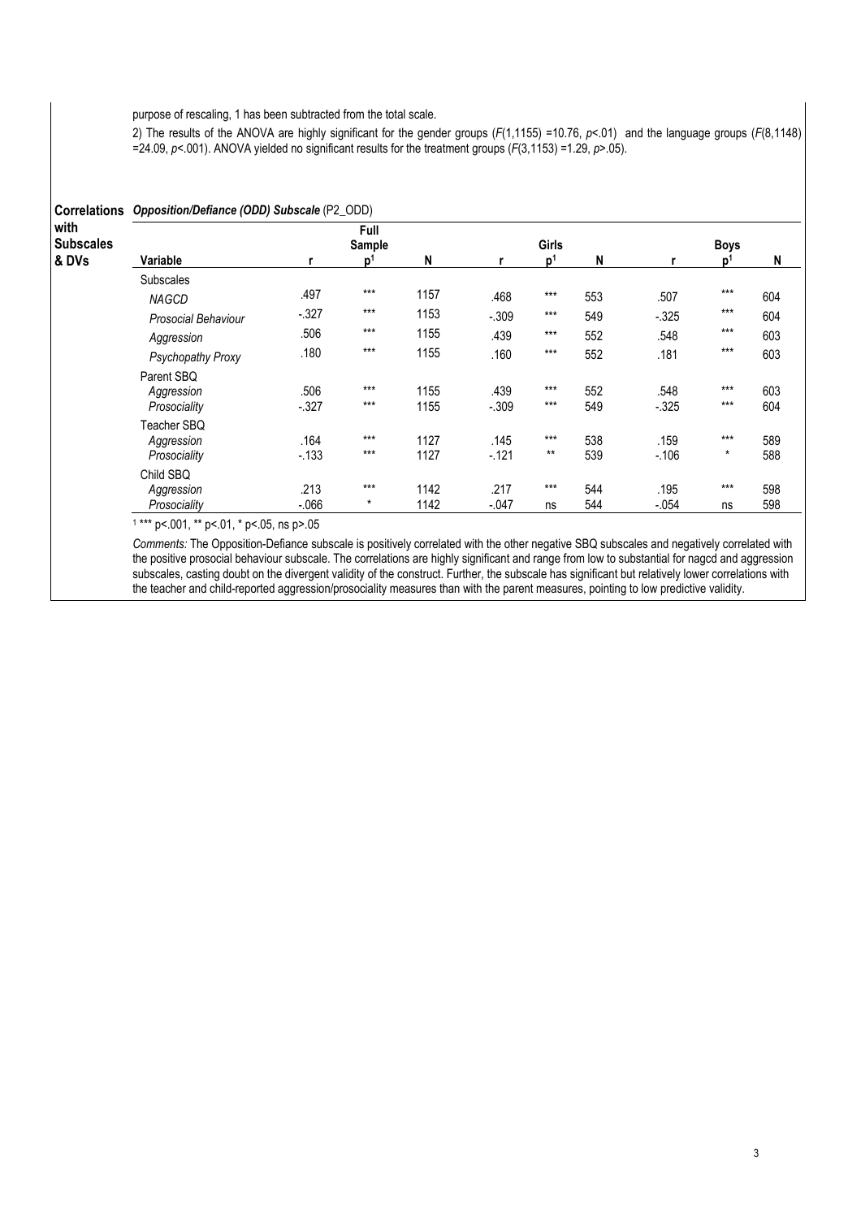purpose of rescaling, 1 has been subtracted from the total scale.

2) The results of the ANOVA are highly significant for the gender groups ($F(1,1155)$ =10.76, $p$<.01) and the language groups ($F(8,1148)$ =24.09, $p$<.001). ANOVA yielded no significant results for the treatment groups ($F(3,1153)$ =1.29, $p$>.05).

**Correlations with Subscales & DVs**

***Opposition/Defiance (ODD) Subscale*** (P2_ODD)

| Variable | Full Sample r | p[1] | N | Girls r | p[1] | N | Boys r | p[1] | N |
|---|---|---|---|---|---|---|---|---|---|
| Subscales | | | | | | | | | |
| *NAGCD* | .497 | *** | 1157 | .468 | *** | 553 | .507 | *** | 604 |
| *Prosocial Behaviour* | -.327 | *** | 1153 | -.309 | *** | 549 | -.325 | *** | 604 |
| *Aggression* | .506 | *** | 1155 | .439 | *** | 552 | .548 | *** | 603 |
| *Psychopathy Proxy* | .180 | *** | 1155 | .160 | *** | 552 | .181 | *** | 603 |
| Parent SBQ | | | | | | | | | |
| *Aggression* | .506 | *** | 1155 | .439 | *** | 552 | .548 | *** | 603 |
| *Prosociality* | -.327 | *** | 1155 | -.309 | *** | 549 | -.325 | *** | 604 |
| Teacher SBQ | | | | | | | | | |
| *Aggression* | .164 | *** | 1127 | .145 | *** | 538 | .159 | *** | 589 |
| *Prosociality* | -.133 | *** | 1127 | -.121 | ** | 539 | -.106 | * | 588 |
| Child SBQ | | | | | | | | | |
| *Aggression* | .213 | *** | 1142 | .217 | *** | 544 | .195 | *** | 598 |
| *Prosociality* | -.066 | * | 1142 | -.047 | ns | 544 | -.054 | ns | 598 |

[1] *** p<.001, ** p<.01, * p<.05, ns p>.05

*Comments:* The Opposition-Defiance subscale is positively correlated with the other negative SBQ subscales and negatively correlated with the positive prosocial behaviour subscale. The correlations are highly significant and range from low to substantial for nagcd and aggression subscales, casting doubt on the divergent validity of the construct. Further, the subscale has significant but relatively lower correlations with the teacher and child-reported aggression/prosociality measures than with the parent measures, pointing to low predictive validity.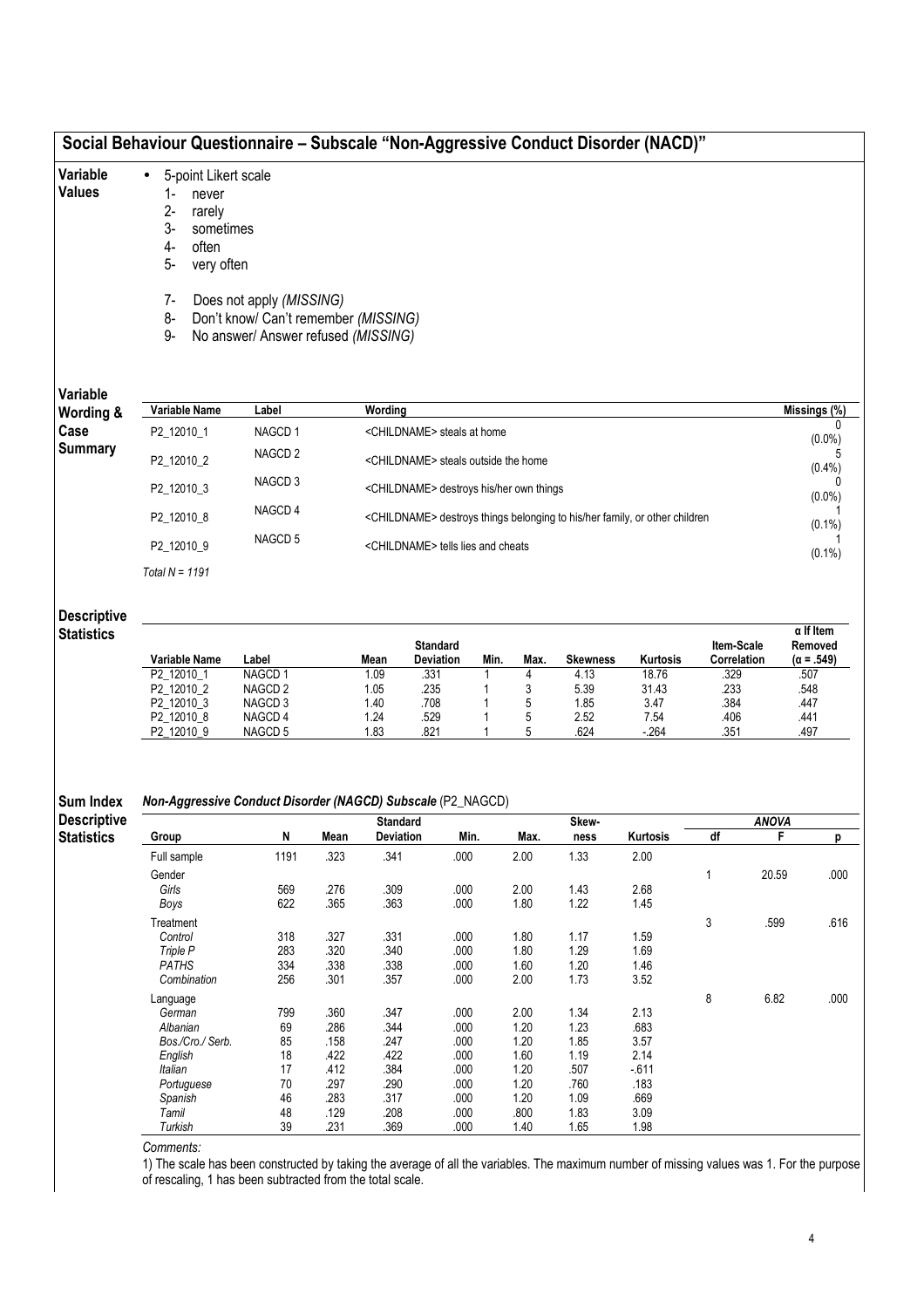## Social Behaviour Questionnaire – Subscale "Non-Aggressive Conduct Disorder (NACD)"

**Variable Values**

- 5-point Likert scale
  1- never
  2- rarely
  3- sometimes
  4- often
  5- very often

  7- Does not apply *(MISSING)*
  8- Don't know/ Can't remember *(MISSING)*
  9- No answer/ Answer refused *(MISSING)*

**Variable Wording & Case Summary**

| Variable Name | Label | Wording | Missings (%) |
|---|---|---|---|
| P2_12010_1 | NAGCD 1 | <CHILDNAME> steals at home | 0 (0.0%) |
| P2_12010_2 | NAGCD 2 | <CHILDNAME> steals outside the home | 5 (0.4%) |
| P2_12010_3 | NAGCD 3 | <CHILDNAME> destroys his/her own things | 0 (0.0%) |
| P2_12010_8 | NAGCD 4 | <CHILDNAME> destroys things belonging to his/her family, or other children | 1 (0.1%) |
| P2_12010_9 | NAGCD 5 | <CHILDNAME> tells lies and cheats | 1 (0.1%) |

*Total N = 1191*

**Descriptive Statistics**

| Variable Name | Label | Mean | Standard Deviation | Min. | Max. | Skewness | Kurtosis | Item-Scale Correlation | α If Item Removed (α = .549) |
|---|---|---|---|---|---|---|---|---|---|
| P2_12010_1 | NAGCD 1 | 1.09 | .331 | 1 | 4 | 4.13 | 18.76 | .329 | .507 |
| P2_12010_2 | NAGCD 2 | 1.05 | .235 | 1 | 3 | 5.39 | 31.43 | .233 | .548 |
| P2_12010_3 | NAGCD 3 | 1.40 | .708 | 1 | 5 | 1.85 | 3.47 | .384 | .447 |
| P2_12010_8 | NAGCD 4 | 1.24 | .529 | 1 | 5 | 2.52 | 7.54 | .406 | .441 |
| P2_12010_9 | NAGCD 5 | 1.83 | .821 | 1 | 5 | .624 | -.264 | .351 | .497 |

**Sum Index Descriptive Statistics**

***Non-Aggressive Conduct Disorder (NAGCD) Subscale*** (P2_NAGCD)

| Group | N | Mean | Standard Deviation | Min. | Max. | Skewness | Kurtosis | ANOVA df | ANOVA F | ANOVA p |
|---|---|---|---|---|---|---|---|---|---|---|
| Full sample | 1191 | .323 | .341 | .000 | 2.00 | 1.33 | 2.00 | | | |
| Gender | | | | | | | | 1 | 20.59 | .000 |
| *Girls* | 569 | .276 | .309 | .000 | 2.00 | 1.43 | 2.68 | | | |
| *Boys* | 622 | .365 | .363 | .000 | 1.80 | 1.22 | 1.45 | | | |
| Treatment | | | | | | | | 3 | .599 | .616 |
| *Control* | 318 | .327 | .331 | .000 | 1.80 | 1.17 | 1.59 | | | |
| *Triple P* | 283 | .320 | .340 | .000 | 1.80 | 1.29 | 1.69 | | | |
| *PATHS* | 334 | .338 | .338 | .000 | 1.60 | 1.20 | 1.46 | | | |
| *Combination* | 256 | .301 | .357 | .000 | 2.00 | 1.73 | 3.52 | | | |
| Language | | | | | | | | 8 | 6.82 | .000 |
| *German* | 799 | .360 | .347 | .000 | 2.00 | 1.34 | 2.13 | | | |
| *Albanian* | 69 | .286 | .344 | .000 | 1.20 | 1.23 | .683 | | | |
| *Bos./Cro./ Serb.* | 85 | .158 | .247 | .000 | 1.20 | 1.85 | 3.57 | | | |
| *English* | 18 | .422 | .422 | .000 | 1.60 | 1.19 | 2.14 | | | |
| *Italian* | 17 | .412 | .384 | .000 | 1.20 | .507 | -.611 | | | |
| *Portuguese* | 70 | .297 | .290 | .000 | 1.20 | .760 | .183 | | | |
| *Spanish* | 46 | .283 | .317 | .000 | 1.20 | 1.09 | .669 | | | |
| *Tamil* | 48 | .129 | .208 | .000 | .800 | 1.83 | 3.09 | | | |
| *Turkish* | 39 | .231 | .369 | .000 | 1.40 | 1.65 | 1.98 | | | |

*Comments:*

1) The scale has been constructed by taking the average of all the variables. The maximum number of missing values was 1. For the purpose of rescaling, 1 has been subtracted from the total scale.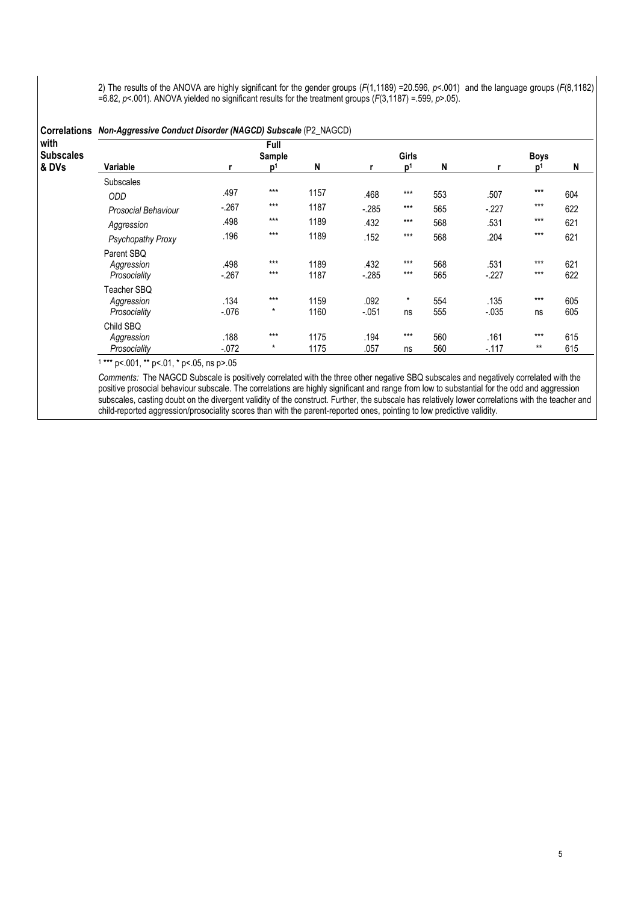2) The results of the ANOVA are highly significant for the gender groups ($F(1,1189) = 20.596$, $p<.001$) and the language groups ($F(8,1182) = 6.82$, $p<.001$). ANOVA yielded no significant results for the treatment groups ($F(3,1187) = .599$, $p>.05$).

**Correlations with Subscales & DVs**

***Non-Aggressive Conduct Disorder (NAGCD) Subscale*** (P2_NAGCD)

| Variable | Full Sample r | p[1] | N | Girls r | p[1] | N | Boys r | p[1] | N |
|---|---|---|---|---|---|---|---|---|---|
| Subscales | | | | | | | | | |
| *ODD* | .497 | *** | 1157 | .468 | *** | 553 | .507 | *** | 604 |
| *Prosocial Behaviour* | -.267 | *** | 1187 | -.285 | *** | 565 | -.227 | *** | 622 |
| *Aggression* | .498 | *** | 1189 | .432 | *** | 568 | .531 | *** | 621 |
| *Psychopathy Proxy* | .196 | *** | 1189 | .152 | *** | 568 | .204 | *** | 621 |
| Parent SBQ | | | | | | | | | |
| *Aggression* | .498 | *** | 1189 | .432 | *** | 568 | .531 | *** | 621 |
| *Prosociality* | -.267 | *** | 1187 | -.285 | *** | 565 | -.227 | *** | 622 |
| Teacher SBQ | | | | | | | | | |
| *Aggression* | .134 | *** | 1159 | .092 | * | 554 | .135 | *** | 605 |
| *Prosociality* | -.076 | * | 1160 | -.051 | ns | 555 | -.035 | ns | 605 |
| Child SBQ | | | | | | | | | |
| *Aggression* | .188 | *** | 1175 | .194 | *** | 560 | .161 | *** | 615 |
| *Prosociality* | -.072 | * | 1175 | .057 | ns | 560 | -.117 | ** | 615 |

[1] *** p<.001, ** p<.01, * p<.05, ns p>.05

*Comments:* The NAGCD Subscale is positively correlated with the three other negative SBQ subscales and negatively correlated with the positive prosocial behaviour subscale. The correlations are highly significant and range from low to substantial for the odd and aggression subscales, casting doubt on the divergent validity of the construct. Further, the subscale has relatively lower correlations with the teacher and child-reported aggression/prosociality scores than with the parent-reported ones, pointing to low predictive validity.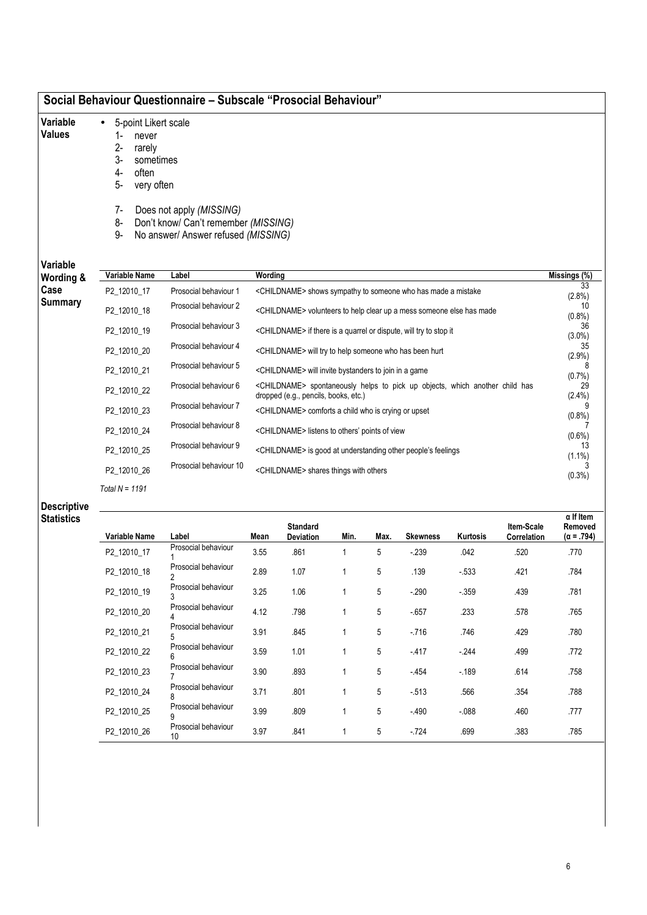## Social Behaviour Questionnaire – Subscale "Prosocial Behaviour"

**Variable Values**

- 5-point Likert scale
  1- never
  2- rarely
  3- sometimes
  4- often
  5- very often

  7- Does not apply *(MISSING)*
  8- Don't know/ Can't remember *(MISSING)*
  9- No answer/ Answer refused *(MISSING)*

**Variable Wording & Case Summary**

| Variable Name | Label | Wording | Missings (%) |
|---|---|---|---|
| P2_12010_17 | Prosocial behaviour 1 | <CHILDNAME> shows sympathy to someone who has made a mistake | 33 (2.8%) |
| P2_12010_18 | Prosocial behaviour 2 | <CHILDNAME> volunteers to help clear up a mess someone else has made | 10 (0.8%) |
| P2_12010_19 | Prosocial behaviour 3 | <CHILDNAME> if there is a quarrel or dispute, will try to stop it | 36 (3.0%) |
| P2_12010_20 | Prosocial behaviour 4 | <CHILDNAME> will try to help someone who has been hurt | 35 (2.9%) |
| P2_12010_21 | Prosocial behaviour 5 | <CHILDNAME> will invite bystanders to join in a game | 8 (0.7%) |
| P2_12010_22 | Prosocial behaviour 6 | <CHILDNAME> spontaneously helps to pick up objects, which another child has dropped (e.g., pencils, books, etc.) | 29 (2.4%) |
| P2_12010_23 | Prosocial behaviour 7 | <CHILDNAME> comforts a child who is crying or upset | 9 (0.8%) |
| P2_12010_24 | Prosocial behaviour 8 | <CHILDNAME> listens to others' points of view | 7 (0.6%) |
| P2_12010_25 | Prosocial behaviour 9 | <CHILDNAME> is good at understanding other people's feelings | 13 (1.1%) |
| P2_12010_26 | Prosocial behaviour 10 | <CHILDNAME> shares things with others | 3 (0.3%) |

*Total N = 1191*

**Descriptive Statistics**

| Variable Name | Label | Mean | Standard Deviation | Min. | Max. | Skewness | Kurtosis | Item-Scale Correlation | α If Item Removed (α = .794) |
|---|---|---|---|---|---|---|---|---|---|
| P2_12010_17 | Prosocial behaviour 1 | 3.55 | .861 | 1 | 5 | -.239 | .042 | .520 | .770 |
| P2_12010_18 | Prosocial behaviour 2 | 2.89 | 1.07 | 1 | 5 | .139 | -.533 | .421 | .784 |
| P2_12010_19 | Prosocial behaviour 3 | 3.25 | 1.06 | 1 | 5 | -.290 | -.359 | .439 | .781 |
| P2_12010_20 | Prosocial behaviour 4 | 4.12 | .798 | 1 | 5 | -.657 | .233 | .578 | .765 |
| P2_12010_21 | Prosocial behaviour 5 | 3.91 | .845 | 1 | 5 | -.716 | .746 | .429 | .780 |
| P2_12010_22 | Prosocial behaviour 6 | 3.59 | 1.01 | 1 | 5 | -.417 | -.244 | .499 | .772 |
| P2_12010_23 | Prosocial behaviour 7 | 3.90 | .893 | 1 | 5 | -.454 | -.189 | .614 | .758 |
| P2_12010_24 | Prosocial behaviour 8 | 3.71 | .801 | 1 | 5 | -.513 | .566 | .354 | .788 |
| P2_12010_25 | Prosocial behaviour 9 | 3.99 | .809 | 1 | 5 | -.490 | -.088 | .460 | .777 |
| P2_12010_26 | Prosocial behaviour 10 | 3.97 | .841 | 1 | 5 | -.724 | .699 | .383 | .785 |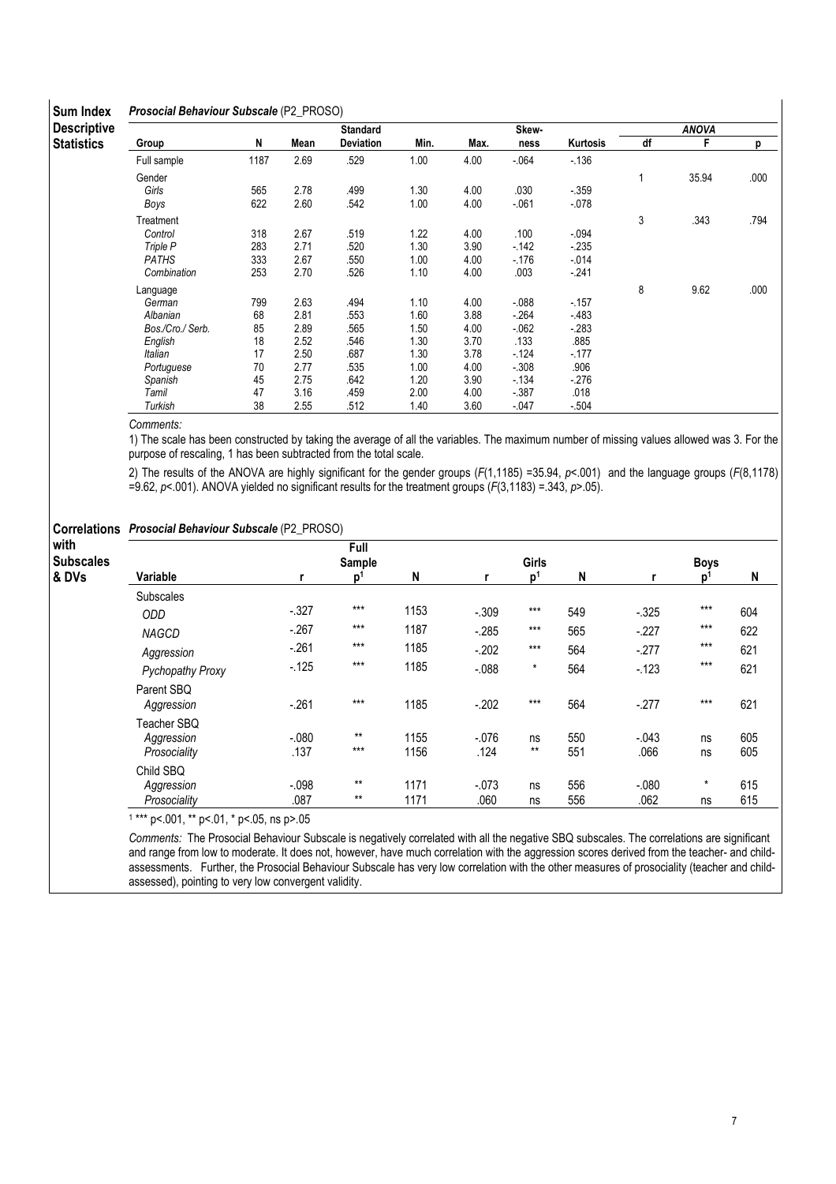## Sum Index Descriptive Statistics

***Prosocial Behaviour Subscale*** (P2_PROSO)

| Group | N | Mean | Standard Deviation | Min. | Max. | Skew-ness | Kurtosis | ANOVA df | ANOVA F | ANOVA p |
|---|---|---|---|---|---|---|---|---|---|---|
| Full sample | 1187 | 2.69 | .529 | 1.00 | 4.00 | -.064 | -.136 | | | |
| Gender | | | | | | | | 1 | 35.94 | .000 |
| *Girls* | 565 | 2.78 | .499 | 1.30 | 4.00 | .030 | -.359 | | | |
| *Boys* | 622 | 2.60 | .542 | 1.00 | 4.00 | -.061 | -.078 | | | |
| Treatment | | | | | | | | 3 | .343 | .794 |
| *Control* | 318 | 2.67 | .519 | 1.22 | 4.00 | .100 | -.094 | | | |
| *Triple P* | 283 | 2.71 | .520 | 1.30 | 3.90 | -.142 | -.235 | | | |
| *PATHS* | 333 | 2.67 | .550 | 1.00 | 4.00 | -.176 | -.014 | | | |
| *Combination* | 253 | 2.70 | .526 | 1.10 | 4.00 | .003 | -.241 | | | |
| Language | | | | | | | | 8 | 9.62 | .000 |
| *German* | 799 | 2.63 | .494 | 1.10 | 4.00 | -.088 | -.157 | | | |
| *Albanian* | 68 | 2.81 | .553 | 1.60 | 3.88 | -.264 | -.483 | | | |
| *Bos./Cro./ Serb.* | 85 | 2.89 | .565 | 1.50 | 4.00 | -.062 | -.283 | | | |
| *English* | 18 | 2.52 | .546 | 1.30 | 3.70 | .133 | .885 | | | |
| *Italian* | 17 | 2.50 | .687 | 1.30 | 3.78 | -.124 | -.177 | | | |
| *Portuguese* | 70 | 2.77 | .535 | 1.00 | 4.00 | -.308 | .906 | | | |
| *Spanish* | 45 | 2.75 | .642 | 1.20 | 3.90 | -.134 | -.276 | | | |
| *Tamil* | 47 | 3.16 | .459 | 2.00 | 4.00 | -.387 | .018 | | | |
| *Turkish* | 38 | 2.55 | .512 | 1.40 | 3.60 | -.047 | -.504 | | | |

*Comments:*

1) The scale has been constructed by taking the average of all the variables. The maximum number of missing values allowed was 3. For the purpose of rescaling, 1 has been subtracted from the total scale.

2) The results of the ANOVA are highly significant for the gender groups ($F(1,1185)$ =35.94, $p$<.001) and the language groups ($F(8,1178)$ =9.62, $p$<.001). ANOVA yielded no significant results for the treatment groups ($F(3,1183)$ =.343, $p$>.05).

## Correlations with Subscales & DVs

***Prosocial Behaviour Subscale*** (P2_PROSO)

| Variable | Full Sample r | Full Sample p[1] | Full Sample N | Girls r | Girls p[1] | Girls N | Boys r | Boys p[1] | Boys N |
|---|---|---|---|---|---|---|---|---|---|
| Subscales | | | | | | | | | |
| *ODD* | -.327 | *** | 1153 | -.309 | *** | 549 | -.325 | *** | 604 |
| *NAGCD* | -.267 | *** | 1187 | -.285 | *** | 565 | -.227 | *** | 622 |
| *Aggression* | -.261 | *** | 1185 | -.202 | *** | 564 | -.277 | *** | 621 |
| *Pychopathy Proxy* | -.125 | *** | 1185 | -.088 | * | 564 | -.123 | *** | 621 |
| Parent SBQ | | | | | | | | | |
| *Aggression* | -.261 | *** | 1185 | -.202 | *** | 564 | -.277 | *** | 621 |
| Teacher SBQ | | | | | | | | | |
| *Aggression* | -.080 | ** | 1155 | -.076 | ns | 550 | -.043 | ns | 605 |
| *Prosociality* | .137 | *** | 1156 | .124 | ** | 551 | .066 | ns | 605 |
| Child SBQ | | | | | | | | | |
| *Aggression* | -.098 | ** | 1171 | -.073 | ns | 556 | -.080 | * | 615 |
| *Prosociality* | .087 | ** | 1171 | .060 | ns | 556 | .062 | ns | 615 |

[1] *** p<.001, ** p<.01, * p<.05, ns p>.05

*Comments:* The Prosocial Behaviour Subscale is negatively correlated with all the negative SBQ subscales. The correlations are significant and range from low to moderate. It does not, however, have much correlation with the aggression scores derived from the teacher- and child-assessments. Further, the Prosocial Behaviour Subscale has very low correlation with the other measures of prosociality (teacher and child-assessed), pointing to very low convergent validity.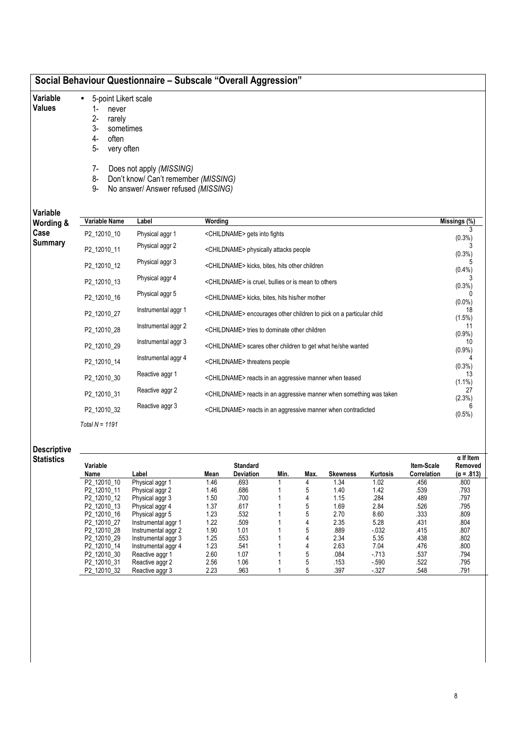## Social Behaviour Questionnaire – Subscale "Overall Aggression"

**Variable Values**

- 5-point Likert scale
  1- never
  2- rarely
  3- sometimes
  4- often
  5- very often

  7- Does not apply *(MISSING)*
  8- Don't know/ Can't remember *(MISSING)*
  9- No answer/ Answer refused *(MISSING)*

**Variable Wording & Case Summary**

| Variable Name | Label | Wording | Missings (%) |
|---|---|---|---|
| P2_12010_10 | Physical aggr 1 | <CHILDNAME> gets into fights | 3 (0.3%) |
| P2_12010_11 | Physical aggr 2 | <CHILDNAME> physically attacks people | 3 (0.3%) |
| P2_12010_12 | Physical aggr 3 | <CHILDNAME> kicks, bites, hits other children | 5 (0.4%) |
| P2_12010_13 | Physical aggr 4 | <CHILDNAME> is cruel, bullies or is mean to others | 3 (0.3%) |
| P2_12010_16 | Physical aggr 5 | <CHILDNAME> kicks, bites, hits his/her mother | 0 (0.0%) |
| P2_12010_27 | Instrumental aggr 1 | <CHILDNAME> encourages other children to pick on a particular child | 18 (1.5%) |
| P2_12010_28 | Instrumental aggr 2 | <CHILDNAME> tries to dominate other children | 11 (0.9%) |
| P2_12010_29 | Instrumental aggr 3 | <CHILDNAME> scares other children to get what he/she wanted | 10 (0.9%) |
| P2_12010_14 | Instrumental aggr 4 | <CHILDNAME> threatens people | 4 (0.3%) |
| P2_12010_30 | Reactive aggr 1 | <CHILDNAME> reacts in an aggressive manner when teased | 13 (1.1%) |
| P2_12010_31 | Reactive aggr 2 | <CHILDNAME> reacts in an aggressive manner when something was taken | 27 (2.3%) |
| P2_12010_32 | Reactive aggr 3 | <CHILDNAME> reacts in an aggressive manner when contradicted | 6 (0.5%) |

*Total N = 1191*

**Descriptive Statistics**

| Variable Name | Label | Mean | Standard Deviation | Min. | Max. | Skewness | Kurtosis | Item-Scale Correlation | α If Item Removed (α = .813) |
|---|---|---|---|---|---|---|---|---|---|
| P2_12010_10 | Physical aggr 1 | 1.46 | .693 | 1 | 4 | 1.34 | 1.02 | .456 | .800 |
| P2_12010_11 | Physical aggr 2 | 1.46 | .686 | 1 | 5 | 1.40 | 1.42 | .539 | .793 |
| P2_12010_12 | Physical aggr 3 | 1.50 | .700 | 1 | 4 | 1.15 | .284 | .489 | .797 |
| P2_12010_13 | Physical aggr 4 | 1.37 | .617 | 1 | 5 | 1.69 | 2.84 | .526 | .795 |
| P2_12010_16 | Physical aggr 5 | 1.23 | .532 | 1 | 5 | 2.70 | 8.60 | .333 | .809 |
| P2_12010_27 | Instrumental aggr 1 | 1.22 | .509 | 1 | 4 | 2.35 | 5.28 | .431 | .804 |
| P2_12010_28 | Instrumental aggr 2 | 1.90 | 1.01 | 1 | 5 | .889 | -.032 | .415 | .807 |
| P2_12010_29 | Instrumental aggr 3 | 1.25 | .553 | 1 | 4 | 2.34 | 5.35 | .438 | .802 |
| P2_12010_14 | Instrumental aggr 4 | 1.23 | .541 | 1 | 4 | 2.63 | 7.04 | .476 | .800 |
| P2_12010_30 | Reactive aggr 1 | 2.60 | 1.07 | 1 | 5 | .084 | -.713 | .537 | .794 |
| P2_12010_31 | Reactive aggr 2 | 2.56 | 1.06 | 1 | 5 | .153 | -.590 | .522 | .795 |
| P2_12010_32 | Reactive aggr 3 | 2.23 | .963 | 1 | 5 | .397 | -.327 | .548 | .791 |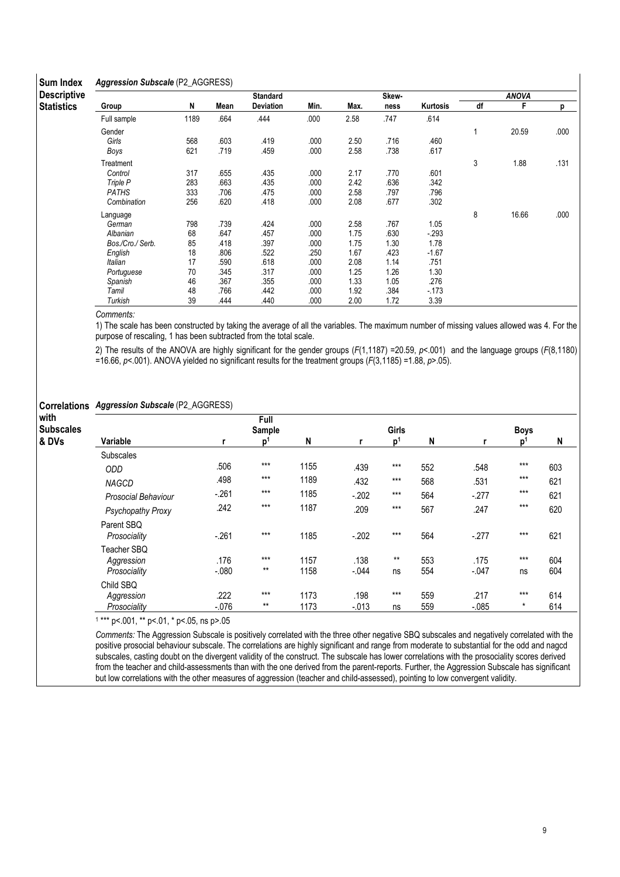**Sum Index Descriptive Statistics**

*Aggression Subscale* (P2_AGGRESS)

| Group | N | Mean | Standard Deviation | Min. | Max. | Skewness | Kurtosis | ANOVA df | ANOVA F | ANOVA p |
|---|---|---|---|---|---|---|---|---|---|---|
| Full sample | 1189 | .664 | .444 | .000 | 2.58 | .747 | .614 | | | |
| Gender | | | | | | | | 1 | 20.59 | .000 |
| *Girls* | 568 | .603 | .419 | .000 | 2.50 | .716 | .460 | | | |
| *Boys* | 621 | .719 | .459 | .000 | 2.58 | .738 | .617 | | | |
| Treatment | | | | | | | | 3 | 1.88 | .131 |
| *Control* | 317 | .655 | .435 | .000 | 2.17 | .770 | .601 | | | |
| *Triple P* | 283 | .663 | .435 | .000 | 2.42 | .636 | .342 | | | |
| *PATHS* | 333 | .706 | .475 | .000 | 2.58 | .797 | .796 | | | |
| *Combination* | 256 | .620 | .418 | .000 | 2.08 | .677 | .302 | | | |
| Language | | | | | | | | 8 | 16.66 | .000 |
| *German* | 798 | .739 | .424 | .000 | 2.58 | .767 | 1.05 | | | |
| *Albanian* | 68 | .647 | .457 | .000 | 1.75 | .630 | -.293 | | | |
| *Bos./Cro./ Serb.* | 85 | .418 | .397 | .000 | 1.75 | 1.30 | 1.78 | | | |
| *English* | 18 | .806 | .522 | .250 | 1.67 | .423 | -1.67 | | | |
| *Italian* | 17 | .590 | .618 | .000 | 2.08 | 1.14 | .751 | | | |
| *Portuguese* | 70 | .345 | .317 | .000 | 1.25 | 1.26 | 1.30 | | | |
| *Spanish* | 46 | .367 | .355 | .000 | 1.33 | 1.05 | .276 | | | |
| *Tamil* | 48 | .766 | .442 | .000 | 1.92 | .384 | -.173 | | | |
| *Turkish* | 39 | .444 | .440 | .000 | 2.00 | 1.72 | 3.39 | | | |

*Comments:*

1) The scale has been constructed by taking the average of all the variables. The maximum number of missing values allowed was 4. For the purpose of rescaling, 1 has been subtracted from the total scale.

2) The results of the ANOVA are highly significant for the gender groups ($F(1,1187) = 20.59$, $p<.001$) and the language groups ($F(8,1180) = 16.66$, $p<.001$). ANOVA yielded no significant results for the treatment groups ($F(3,1185) = 1.88$, $p>.05$).

**Correlations with Subscales & DVs**

*Aggression Subscale* (P2_AGGRESS)

| Variable | Full Sample r | Full Sample p[1] | Full Sample N | Girls r | Girls p[1] | Girls N | Boys r | Boys p[1] | Boys N |
|---|---|---|---|---|---|---|---|---|---|
| Subscales | | | | | | | | | |
| *ODD* | .506 | *** | 1155 | .439 | *** | 552 | .548 | *** | 603 |
| *NAGCD* | .498 | *** | 1189 | .432 | *** | 568 | .531 | *** | 621 |
| *Prosocial Behaviour* | -.261 | *** | 1185 | -.202 | *** | 564 | -.277 | *** | 621 |
| *Psychopathy Proxy* | .242 | *** | 1187 | .209 | *** | 567 | .247 | *** | 620 |
| Parent SBQ | | | | | | | | | |
| *Prosociality* | -.261 | *** | 1185 | -.202 | *** | 564 | -.277 | *** | 621 |
| Teacher SBQ | | | | | | | | | |
| *Aggression* | .176 | *** | 1157 | .138 | ** | 553 | .175 | *** | 604 |
| *Prosociality* | -.080 | ** | 1158 | -.044 | ns | 554 | -.047 | ns | 604 |
| Child SBQ | | | | | | | | | |
| *Aggression* | .222 | *** | 1173 | .198 | *** | 559 | .217 | *** | 614 |
| *Prosociality* | -.076 | ** | 1173 | -.013 | ns | 559 | -.085 | * | 614 |

[1] *** p<.001, ** p<.01, * p<.05, ns p>.05

*Comments:* The Aggression Subscale is positively correlated with the three other negative SBQ subscales and negatively correlated with the positive prosocial behaviour subscale. The correlations are highly significant and range from moderate to substantial for the odd and nagcd subscales, casting doubt on the divergent validity of the construct. The subscale has lower correlations with the prosociality scores derived from the teacher and child-assessments than with the one derived from the parent-reports. Further, the Aggression Subscale has significant but low correlations with the other measures of aggression (teacher and child-assessed), pointing to low convergent validity.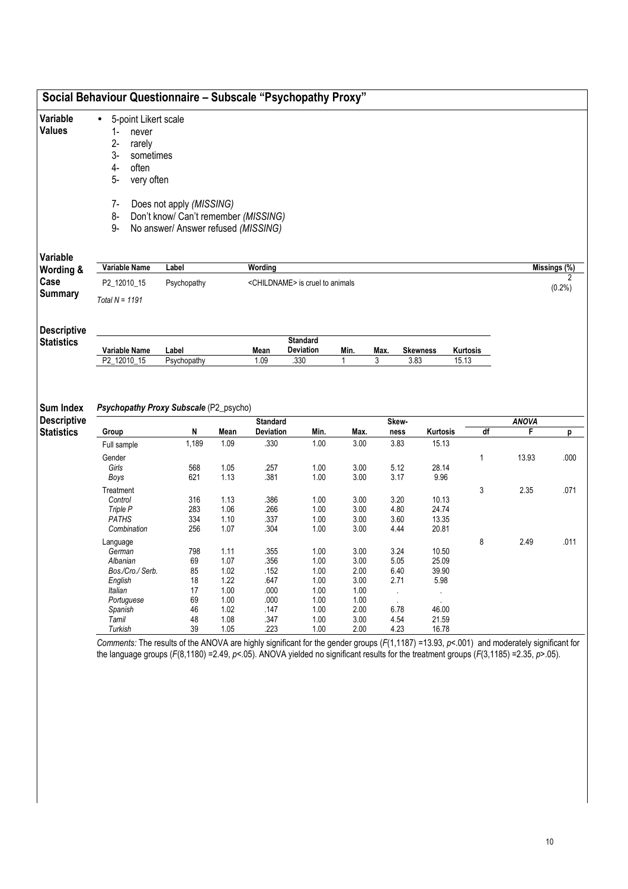## Social Behaviour Questionnaire – Subscale "Psychopathy Proxy"

**Variable Values**

- 5-point Likert scale
  1- never
  2- rarely
  3- sometimes
  4- often
  5- very often

  7- Does not apply *(MISSING)*
  8- Don't know/ Can't remember *(MISSING)*
  9- No answer/ Answer refused *(MISSING)*

**Variable Wording & Case Summary**

| Variable Name | Label | Wording | Missings (%) |
|---|---|---|---|
| P2_12010_15 | Psychopathy | <CHILDNAME> is cruel to animals | 2 (0.2%) |

*Total N = 1191*

**Descriptive Statistics**

| Variable Name | Label | Mean | Standard Deviation | Min. | Max. | Skewness | Kurtosis |
|---|---|---|---|---|---|---|---|
| P2_12010_15 | Psychopathy | 1.09 | .330 | 1 | 3 | 3.83 | 15.13 |

**Sum Index Descriptive Statistics**

***Psychopathy Proxy Subscale*** (P2_psycho)

| Group | N | Mean | Standard Deviation | Min. | Max. | Skew-ness | Kurtosis | ANOVA df | ANOVA F | ANOVA p |
|---|---|---|---|---|---|---|---|---|---|---|
| Full sample | 1,189 | 1.09 | .330 | 1.00 | 3.00 | 3.83 | 15.13 | | | |
| Gender | | | | | | | | 1 | 13.93 | .000 |
| *Girls* | 568 | 1.05 | .257 | 1.00 | 3.00 | 5.12 | 28.14 | | | |
| *Boys* | 621 | 1.13 | .381 | 1.00 | 3.00 | 3.17 | 9.96 | | | |
| Treatment | | | | | | | | 3 | 2.35 | .071 |
| *Control* | 316 | 1.13 | .386 | 1.00 | 3.00 | 3.20 | 10.13 | | | |
| *Triple P* | 283 | 1.06 | .266 | 1.00 | 3.00 | 4.80 | 24.74 | | | |
| *PATHS* | 334 | 1.10 | .337 | 1.00 | 3.00 | 3.60 | 13.35 | | | |
| *Combination* | 256 | 1.07 | .304 | 1.00 | 3.00 | 4.44 | 20.81 | | | |
| Language | | | | | | | | 8 | 2.49 | .011 |
| *German* | 798 | 1.11 | .355 | 1.00 | 3.00 | 3.24 | 10.50 | | | |
| *Albanian* | 69 | 1.07 | .356 | 1.00 | 3.00 | 5.05 | 25.09 | | | |
| *Bos./Cro./ Serb.* | 85 | 1.02 | .152 | 1.00 | 2.00 | 6.40 | 39.90 | | | |
| *English* | 18 | 1.22 | .647 | 1.00 | 3.00 | 2.71 | 5.98 | | | |
| *Italian* | 17 | 1.00 | .000 | 1.00 | 1.00 | . | . | | | |
| *Portuguese* | 69 | 1.00 | .000 | 1.00 | 1.00 | . | . | | | |
| *Spanish* | 46 | 1.02 | .147 | 1.00 | 2.00 | 6.78 | 46.00 | | | |
| *Tamil* | 48 | 1.08 | .347 | 1.00 | 3.00 | 4.54 | 21.59 | | | |
| *Turkish* | 39 | 1.05 | .223 | 1.00 | 2.00 | 4.23 | 16.78 | | | |

*Comments:* The results of the ANOVA are highly significant for the gender groups ($F(1,1187) = 13.93$, $p < .001$) and moderately significant for the language groups ($F(8,1180) = 2.49$, $p < .05$). ANOVA yielded no significant results for the treatment groups ($F(3,1185) = 2.35$, $p > .05$).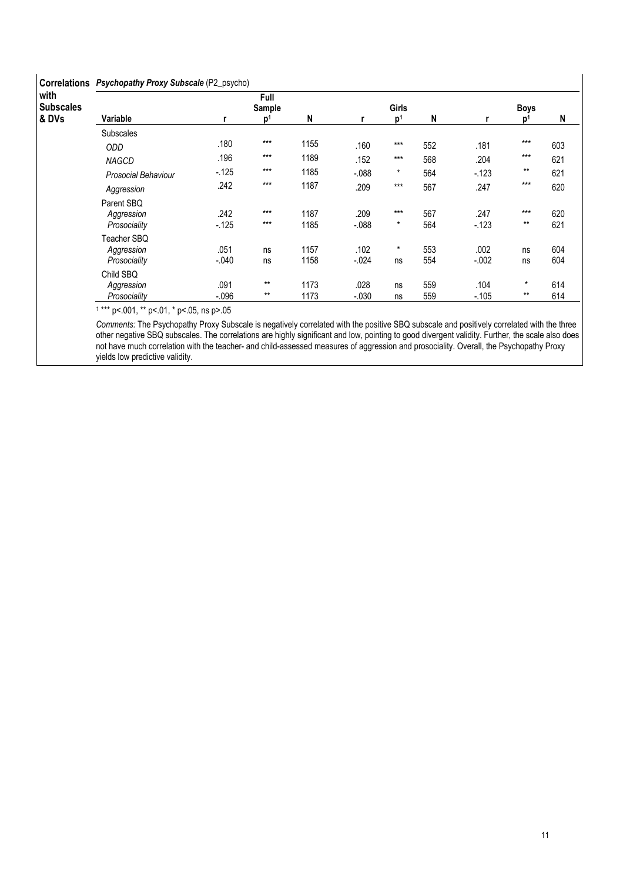| Correlations with Subscales & DVs | *Psychopathy Proxy Subscale* (P2_psycho) | | | | | | | | | |
|---|---|---|---|---|---|---|---|---|---|---|
| | | Full Sample | | | Girls | | | Boys | | |
| | Variable | r | p[1] | N | r | p[1] | N | r | p[1] | N |
| | Subscales | | | | | | | | | |
| | *ODD* | .180 | *** | 1155 | .160 | *** | 552 | .181 | *** | 603 |
| | *NAGCD* | .196 | *** | 1189 | .152 | *** | 568 | .204 | *** | 621 |
| | *Prosocial Behaviour* | -.125 | *** | 1185 | -.088 | * | 564 | -.123 | ** | 621 |
| | *Aggression* | .242 | *** | 1187 | .209 | *** | 567 | .247 | *** | 620 |
| | Parent SBQ | | | | | | | | | |
| | *Aggression* | .242 | *** | 1187 | .209 | *** | 567 | .247 | *** | 620 |
| | *Prosociality* | -.125 | *** | 1185 | -.088 | * | 564 | -.123 | ** | 621 |
| | Teacher SBQ | | | | | | | | | |
| | *Aggression* | .051 | ns | 1157 | .102 | * | 553 | .002 | ns | 604 |
| | *Prosociality* | -.040 | ns | 1158 | -.024 | ns | 554 | -.002 | ns | 604 |
| | Child SBQ | | | | | | | | | |
| | *Aggression* | .091 | ** | 1173 | .028 | ns | 559 | .104 | * | 614 |
| | *Prosociality* | -.096 | ** | 1173 | -.030 | ns | 559 | -.105 | ** | 614 |

[1] *** p<.001, ** p<.01, * p<.05, ns p>.05

*Comments:* The Psychopathy Proxy Subscale is negatively correlated with the positive SBQ subscale and positively correlated with the three other negative SBQ subscales. The correlations are highly significant and low, pointing to good divergent validity. Further, the scale also does not have much correlation with the teacher- and child-assessed measures of aggression and prosociality. Overall, the Psychopathy Proxy yields low predictive validity.